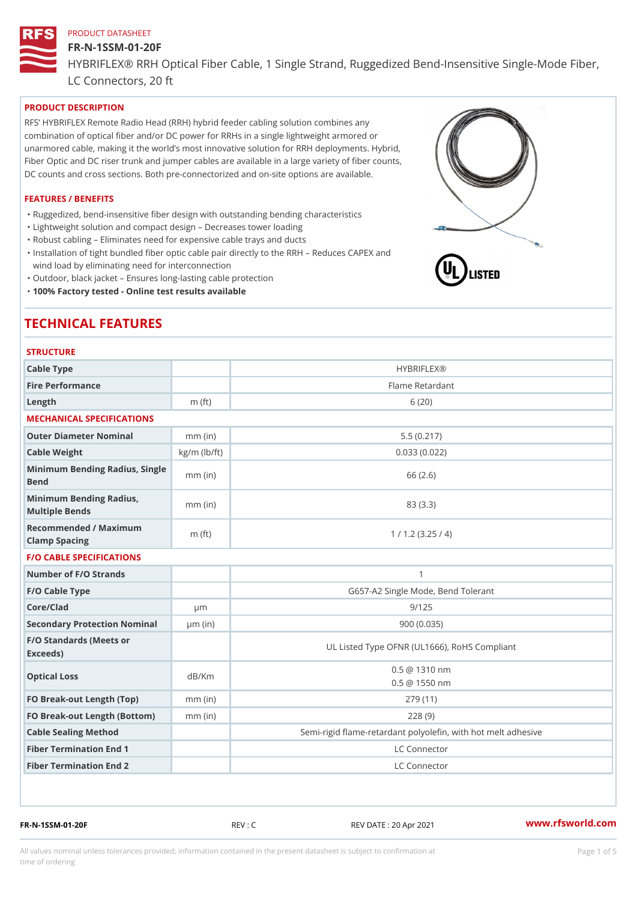PRODUCT DATASHEET

# FR-N-1SSM-01-20F

HYBRIFLEX® RRH Optical Fiber Cable, 1 Single Strand, Ruggedized Bend-Insensitive Single-Mode Fiber, LC Connectors, 20 ft

## PRODUCT DESCRIPTION

RFS' HYBRIFLEX Remote Radio Head (RRH) hybrid feeder cabling solution combines any combination of optical fiber and/or DC power for RRHs in a single lightweight armored or unarmored cable, making it the world's most innovative solution for RRH deployments. Hybrid, Fiber Optic and DC riser trunk and jumper cables are available in a large variety of fiber counts, DC counts and cross sections. Both pre-connectorized and on-site options are available.

## FEATURES / BENEFITS

- Ruggedized, bend-insensitive fiber design with outstanding bending characteristics
- Lightweight solution and compact design – Decreases tower loading
- Robust cabling – Eliminates need for expensive cable trays and ducts
- Installation of tight bundled fiber optic cable pair directly to the RRH – Reduces CAPEX and wind load by eliminating need for interconnection
- Outdoor, black jacket – Ensures long-lasting cable protection
- **100% Factory tested - Online test results available**

## TECHNICAL FEATURES

### STRUCTURE

| | | |
|---|---|---|
| Cable Type | | HYBRIFLEX® |
| Fire Performance | | Flame Retardant |
| Length | m (ft) | 6 (20) |

### MECHANICAL SPECIFICATIONS

| | | |
|---|---|---|
| Outer Diameter Nominal | mm (in) | 5.5 (0.217) |
| Cable Weight | kg/m (lb/ft) | 0.033 (0.022) |
| Minimum Bending Radius, Single Bend | mm (in) | 66 (2.6) |
| Minimum Bending Radius, Multiple Bends | mm (in) | 83 (3.3) |
| Recommended / Maximum Clamp Spacing | m (ft) | 1 / 1.2 (3.25 / 4) |

### F/O CABLE SPECIFICATIONS

| | | |
|---|---|---|
| Number of F/O Strands | | 1 |
| F/O Cable Type | | G657-A2 Single Mode, Bend Tolerant |
| Core/Clad | μm | 9/125 |
| Secondary Protection Nominal | μm (in) | 900 (0.035) |
| F/O Standards (Meets or Exceeds) | | UL Listed Type OFNR (UL1666), RoHS Compliant |
| Optical Loss | dB/Km | 0.5 @ 1310 nm<br>0.5 @ 1550 nm |
| FO Break-out Length (Top) | mm (in) | 279 (11) |
| FO Break-out Length (Bottom) | mm (in) | 228 (9) |
| Cable Sealing Method | | Semi-rigid flame-retardant polyolefin, with hot melt adhesive |
| Fiber Termination End 1 | | LC Connector |
| Fiber Termination End 2 | | LC Connector |

FR-N-1SSM-01-20F REV : C REV DATE : 20 Apr 2021 www.rfsworld.com

All values nominal unless tolerances provided; information contained in the present datasheet is subject to confirmation at time of ordering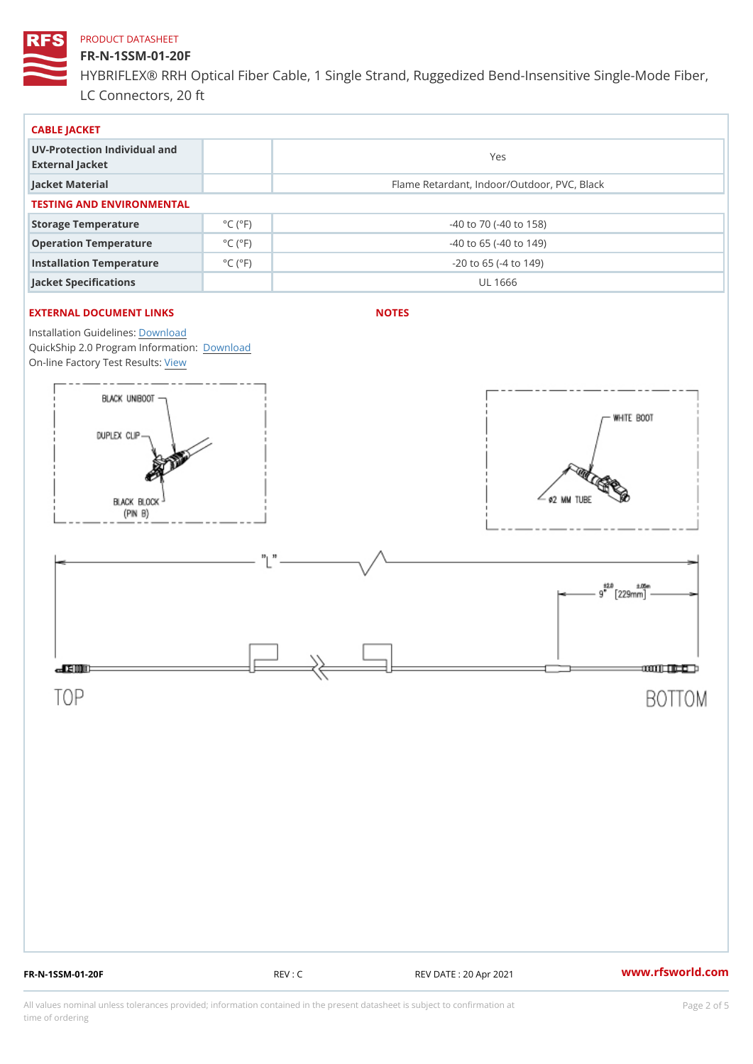PRODUCT DATASHEET

# FR-N-1SSM-01-20F

HYBRIFLEX® RRH Optical Fiber Cable, 1 Single Strand, Ruggedized Bend-Insensitive Single-Mode Fiber, LC Connectors, 20 ft

## CABLE JACKET

| | | |
|---|---|---|
| UV-Protection Individual and External Jacket | | Yes |
| Jacket Material | | Flame Retardant, Indoor/Outdoor, PVC, Black |

## TESTING AND ENVIRONMENTAL

| | | |
|---|---|---|
| Storage Temperature | °C (°F) | -40 to 70 (-40 to 158) |
| Operation Temperature | °C (°F) | -40 to 65 (-40 to 149) |
| Installation Temperature | °C (°F) | -20 to 65 (-4 to 149) |
| Jacket Specifications | | UL 1666 |

## EXTERNAL DOCUMENT LINKS

Installation Guidelines: Download

QuickShip 2.0 Program Information: Download

On-line Factory Test Results: View

## NOTES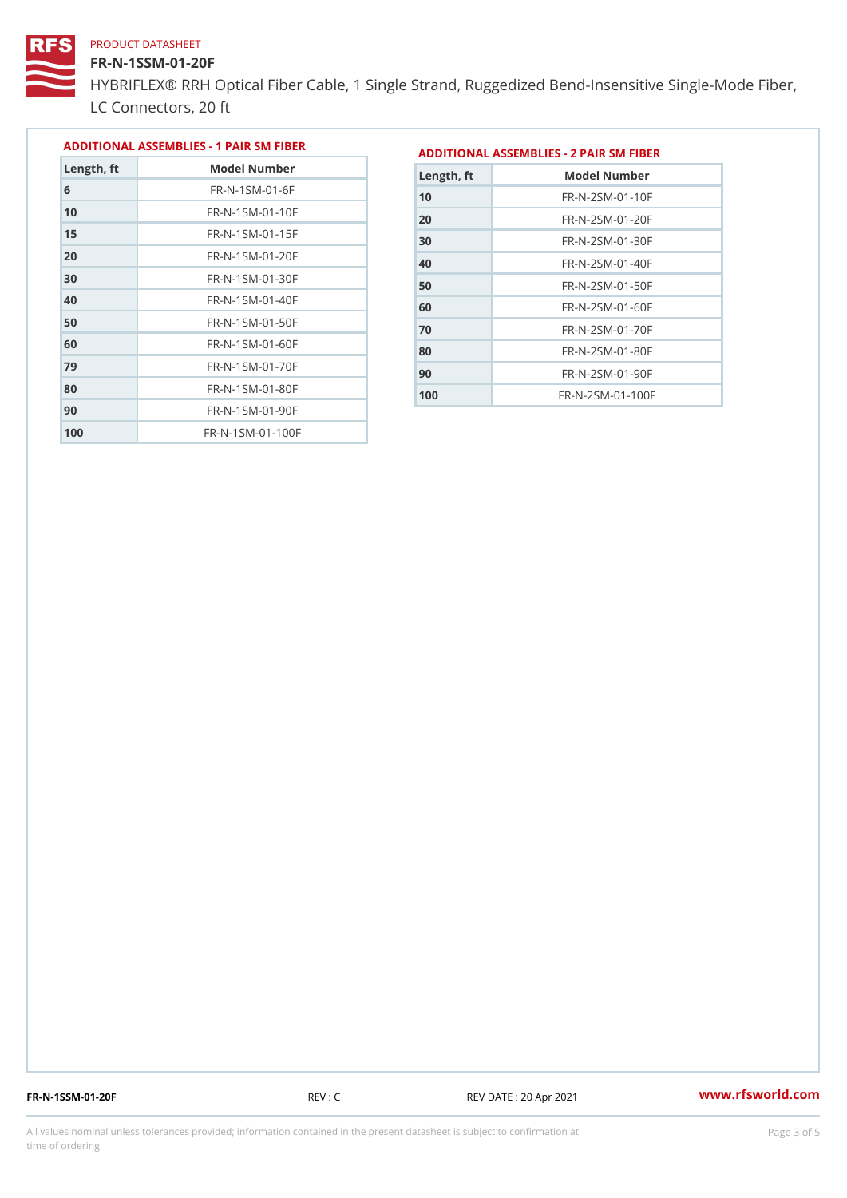PRODUCT DATASHEET

# FR-N-1SSM-01-20F

HYBRIFLEX® RRH Optical Fiber Cable, 1 Single Strand, Ruggedized Bend-Insensitive Single-Mode Fiber, LC Connectors, 20 ft

## ADDITIONAL ASSEMBLIES - 1 PAIR SM FIBER

| Length, ft | Model Number |
|---|---|
| 6 | FR-N-1SM-01-6F |
| 10 | FR-N-1SM-01-10F |
| 15 | FR-N-1SM-01-15F |
| 20 | FR-N-1SM-01-20F |
| 30 | FR-N-1SM-01-30F |
| 40 | FR-N-1SM-01-40F |
| 50 | FR-N-1SM-01-50F |
| 60 | FR-N-1SM-01-60F |
| 79 | FR-N-1SM-01-70F |
| 80 | FR-N-1SM-01-80F |
| 90 | FR-N-1SM-01-90F |
| 100 | FR-N-1SM-01-100F |

## ADDITIONAL ASSEMBLIES - 2 PAIR SM FIBER

| Length, ft | Model Number |
|---|---|
| 10 | FR-N-2SM-01-10F |
| 20 | FR-N-2SM-01-20F |
| 30 | FR-N-2SM-01-30F |
| 40 | FR-N-2SM-01-40F |
| 50 | FR-N-2SM-01-50F |
| 60 | FR-N-2SM-01-60F |
| 70 | FR-N-2SM-01-70F |
| 80 | FR-N-2SM-01-80F |
| 90 | FR-N-2SM-01-90F |
| 100 | FR-N-2SM-01-100F |

FR-N-1SSM-01-20F REV : C REV DATE : 20 Apr 2021 www.rfsworld.com

All values nominal unless tolerances provided; information contained in the present datasheet is subject to confirmation at time of ordering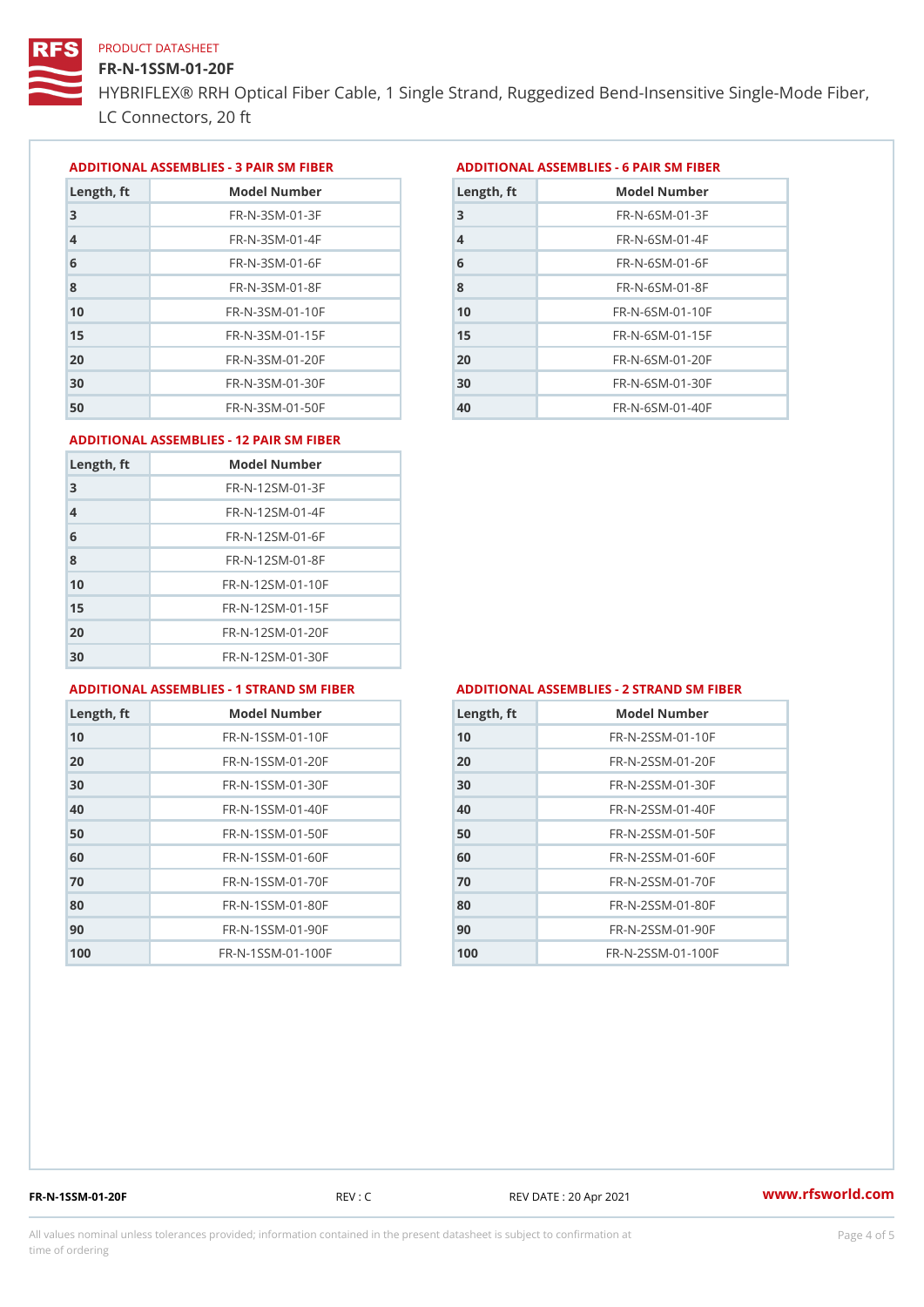PRODUCT DATASHEET

# FR-N-1SSM-01-20F

HYBRIFLEX® RRH Optical Fiber Cable, 1 Single Strand, Ruggedized Bend-Insensitive Single-Mode Fiber, LC Connectors, 20 ft

## ADDITIONAL ASSEMBLIES - 3 PAIR SM FIBER

| Length, ft | Model Number |
|---|---|
| 3 | FR-N-3SM-01-3F |
| 4 | FR-N-3SM-01-4F |
| 6 | FR-N-3SM-01-6F |
| 8 | FR-N-3SM-01-8F |
| 10 | FR-N-3SM-01-10F |
| 15 | FR-N-3SM-01-15F |
| 20 | FR-N-3SM-01-20F |
| 30 | FR-N-3SM-01-30F |
| 50 | FR-N-3SM-01-50F |

## ADDITIONAL ASSEMBLIES - 6 PAIR SM FIBER

| Length, ft | Model Number |
|---|---|
| 3 | FR-N-6SM-01-3F |
| 4 | FR-N-6SM-01-4F |
| 6 | FR-N-6SM-01-6F |
| 8 | FR-N-6SM-01-8F |
| 10 | FR-N-6SM-01-10F |
| 15 | FR-N-6SM-01-15F |
| 20 | FR-N-6SM-01-20F |
| 30 | FR-N-6SM-01-30F |
| 40 | FR-N-6SM-01-40F |

## ADDITIONAL ASSEMBLIES - 12 PAIR SM FIBER

| Length, ft | Model Number |
|---|---|
| 3 | FR-N-12SM-01-3F |
| 4 | FR-N-12SM-01-4F |
| 6 | FR-N-12SM-01-6F |
| 8 | FR-N-12SM-01-8F |
| 10 | FR-N-12SM-01-10F |
| 15 | FR-N-12SM-01-15F |
| 20 | FR-N-12SM-01-20F |
| 30 | FR-N-12SM-01-30F |

## ADDITIONAL ASSEMBLIES - 1 STRAND SM FIBER

| Length, ft | Model Number |
|---|---|
| 10 | FR-N-1SSM-01-10F |
| 20 | FR-N-1SSM-01-20F |
| 30 | FR-N-1SSM-01-30F |
| 40 | FR-N-1SSM-01-40F |
| 50 | FR-N-1SSM-01-50F |
| 60 | FR-N-1SSM-01-60F |
| 70 | FR-N-1SSM-01-70F |
| 80 | FR-N-1SSM-01-80F |
| 90 | FR-N-1SSM-01-90F |
| 100 | FR-N-1SSM-01-100F |

## ADDITIONAL ASSEMBLIES - 2 STRAND SM FIBER

| Length, ft | Model Number |
|---|---|
| 10 | FR-N-2SSM-01-10F |
| 20 | FR-N-2SSM-01-20F |
| 30 | FR-N-2SSM-01-30F |
| 40 | FR-N-2SSM-01-40F |
| 50 | FR-N-2SSM-01-50F |
| 60 | FR-N-2SSM-01-60F |
| 70 | FR-N-2SSM-01-70F |
| 80 | FR-N-2SSM-01-80F |
| 90 | FR-N-2SSM-01-90F |
| 100 | FR-N-2SSM-01-100F |

FR-N-1SSM-01-20F REV : C REV DATE : 20 Apr 2021 www.rfsworld.com

All values nominal unless tolerances provided; information contained in the present datasheet is subject to confirmation at time of ordering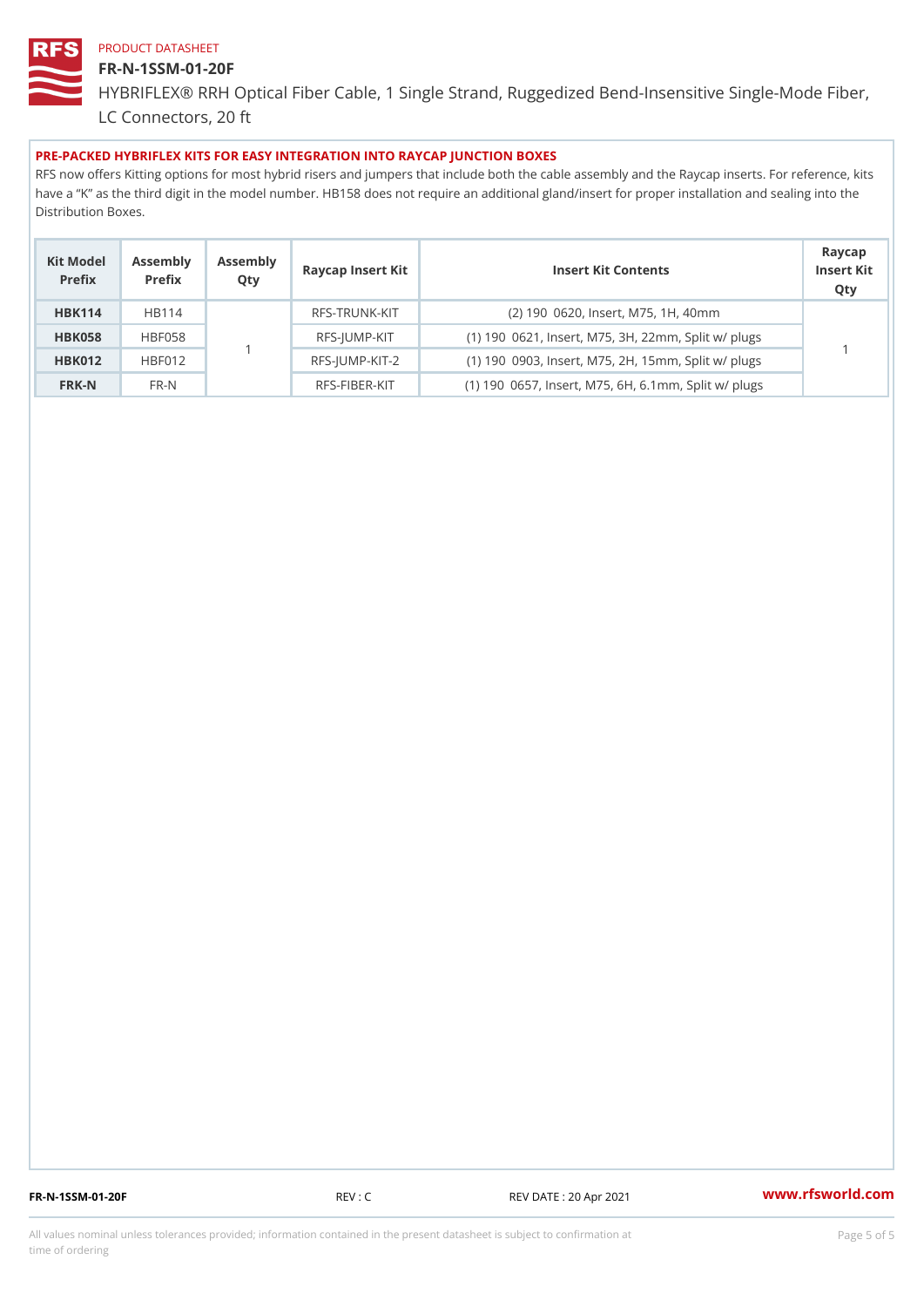PRODUCT DATASHEET

# FR-N-1SSM-01-20F

HYBRIFLEX® RRH Optical Fiber Cable, 1 Single Strand, Ruggedized Bend-Insensitive Single-Mode Fiber, LC Connectors, 20 ft

## PRE-PACKED HYBRIFLEX KITS FOR EASY INTEGRATION INTO RAYCAP JUNCTION BOXES

RFS now offers Kitting options for most hybrid risers and jumpers that include both the cable assembly and the Raycap inserts. For reference, kits have a "K" as the third digit in the model number. HB158 does not require an additional gland/insert for proper installation and sealing into the Distribution Boxes.

| Kit Model Prefix | Assembly Prefix | Assembly Qty | Raycap Insert Kit | Insert Kit Contents | Raycap Insert Kit Qty |
|---|---|---|---|---|---|
| HBK114 | HB114 | 1 | RFS-TRUNK-KIT | (2) 190_0620, Insert, M75, 1H, 40mm | 1 |
| HBK058 | HBF058 | | RFS-JUMP-KIT | (1) 190_0621, Insert, M75, 3H, 22mm, Split w/ plugs | |
| HBK012 | HBF012 | | RFS-JUMP-KIT-2 | (1) 190_0903, Insert, M75, 2H, 15mm, Split w/ plugs | |
| FRK-N | FR-N | | RFS-FIBER-KIT | (1) 190_0657, Insert, M75, 6H, 6.1mm, Split w/ plugs | |

FR-N-1SSM-01-20F REV : C REV DATE : 20 Apr 2021 www.rfsworld.com

All values nominal unless tolerances provided; information contained in the present datasheet is subject to confirmation at time of ordering